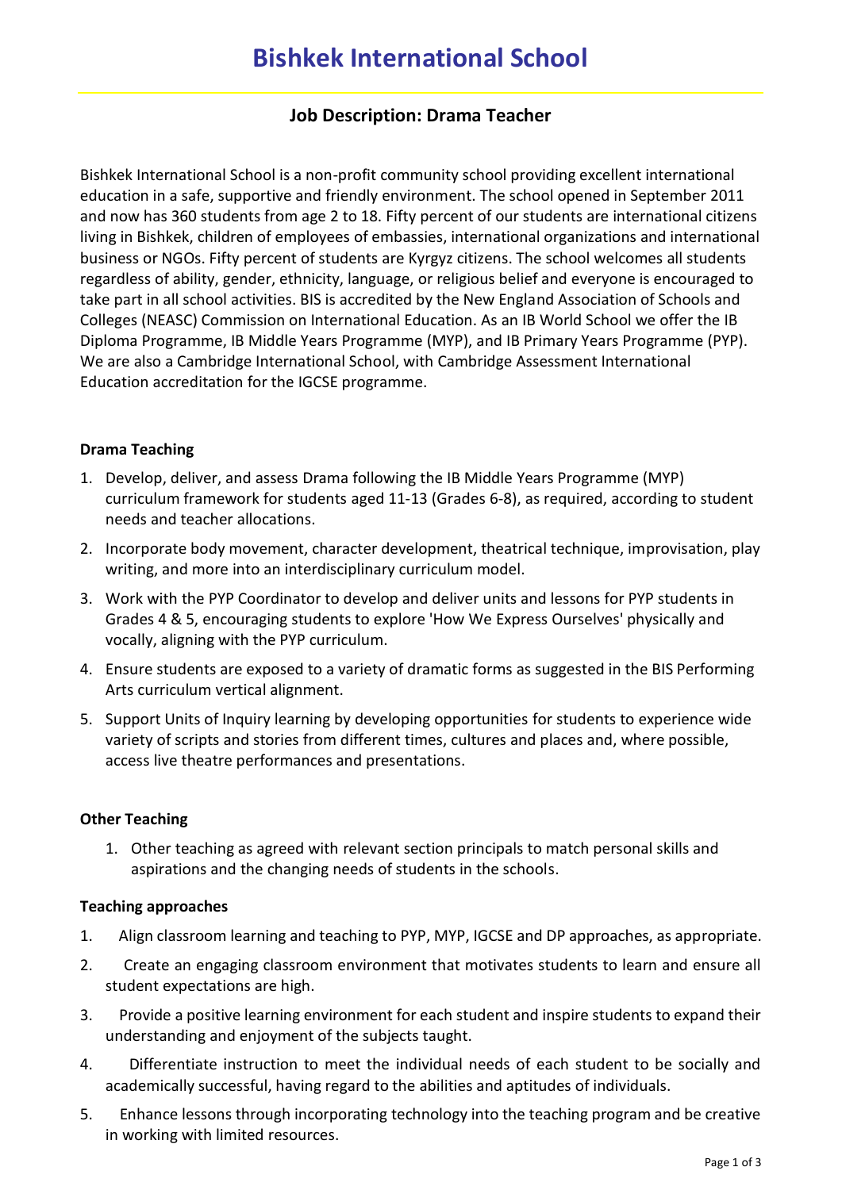# Bishkek International School

## Job Description: Drama Teacher

Bishkek International School is a non-profit community school providing excellent international education in a safe, supportive and friendly environment. The school opened in September 2011 and now has 360 students from age 2 to 18. Fifty percent of our students are international citizens living in Bishkek, children of employees of embassies, international organizations and international business or NGOs. Fifty percent of students are Kyrgyz citizens. The school welcomes all students regardless of ability, gender, ethnicity, language, or religious belief and everyone is encouraged to take part in all school activities. BIS is accredited by the New England Association of Schools and Colleges (NEASC) Commission on International Education. As an IB World School we offer the IB Diploma Programme, IB Middle Years Programme (MYP), and IB Primary Years Programme (PYP). We are also a Cambridge International School, with Cambridge Assessment International Education accreditation for the IGCSE programme.

**Drama Teaching**

1. Develop, deliver, and assess Drama following the IB Middle Years Programme (MYP) curriculum framework for students aged 11-13 (Grades 6-8), as required, according to student needs and teacher allocations.
2. Incorporate body movement, character development, theatrical technique, improvisation, play writing, and more into an interdisciplinary curriculum model.
3. Work with the PYP Coordinator to develop and deliver units and lessons for PYP students in Grades 4 & 5, encouraging students to explore 'How We Express Ourselves' physically and vocally, aligning with the PYP curriculum.
4. Ensure students are exposed to a variety of dramatic forms as suggested in the BIS Performing Arts curriculum vertical alignment.
5. Support Units of Inquiry learning by developing opportunities for students to experience wide variety of scripts and stories from different times, cultures and places and, where possible, access live theatre performances and presentations.

**Other Teaching**

1. Other teaching as agreed with relevant section principals to match personal skills and aspirations and the changing needs of students in the schools.

**Teaching approaches**

1. Align classroom learning and teaching to PYP, MYP, IGCSE and DP approaches, as appropriate.
2. Create an engaging classroom environment that motivates students to learn and ensure all student expectations are high.
3. Provide a positive learning environment for each student and inspire students to expand their understanding and enjoyment of the subjects taught.
4. Differentiate instruction to meet the individual needs of each student to be socially and academically successful, having regard to the abilities and aptitudes of individuals.
5. Enhance lessons through incorporating technology into the teaching program and be creative in working with limited resources.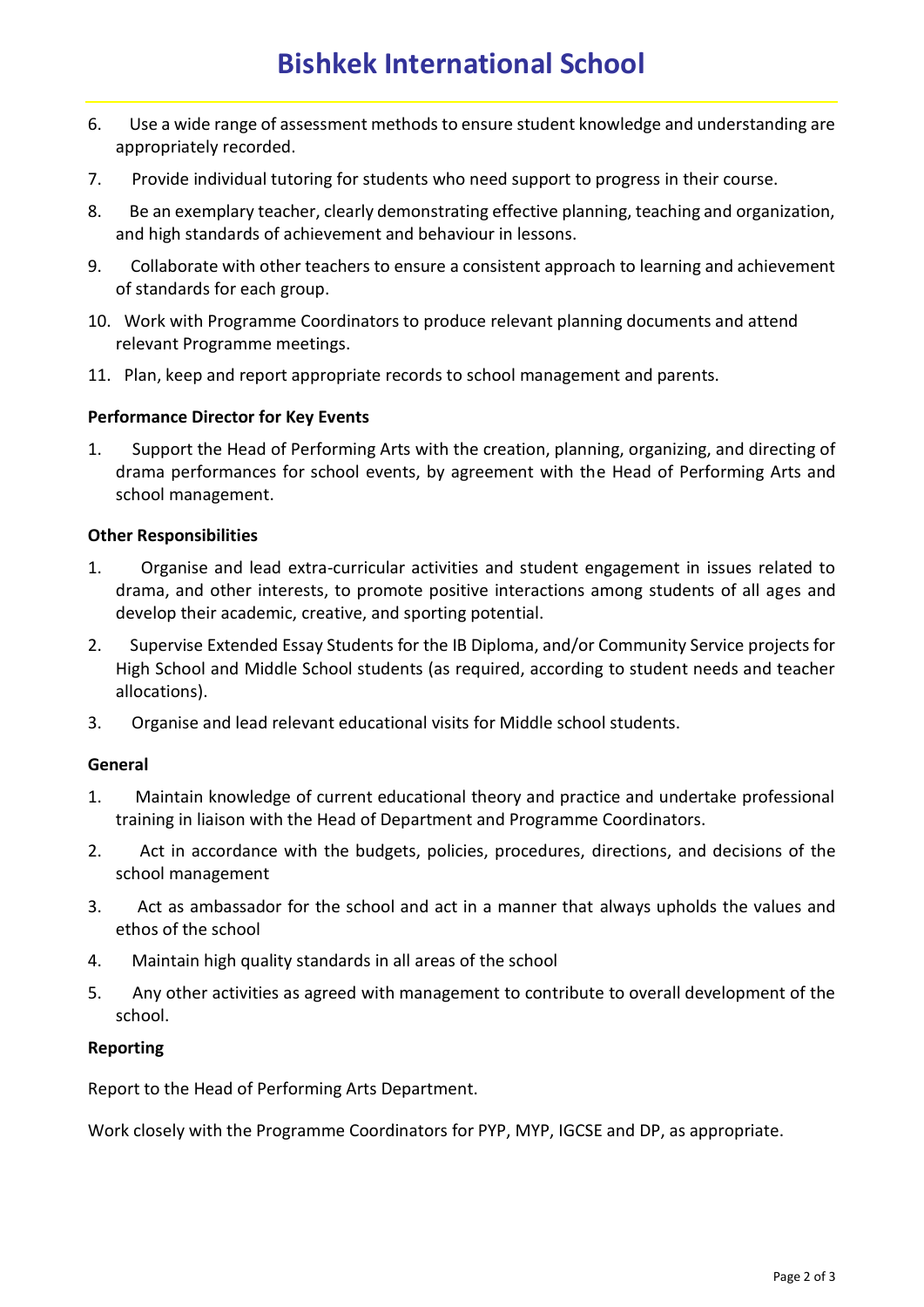6. Use a wide range of assessment methods to ensure student knowledge and understanding are appropriately recorded.
7. Provide individual tutoring for students who need support to progress in their course.
8. Be an exemplary teacher, clearly demonstrating effective planning, teaching and organization, and high standards of achievement and behaviour in lessons.
9. Collaborate with other teachers to ensure a consistent approach to learning and achievement of standards for each group.
10. Work with Programme Coordinators to produce relevant planning documents and attend relevant Programme meetings.
11. Plan, keep and report appropriate records to school management and parents.

**Performance Director for Key Events**

1. Support the Head of Performing Arts with the creation, planning, organizing, and directing of drama performances for school events, by agreement with the Head of Performing Arts and school management.

**Other Responsibilities**

1. Organise and lead extra-curricular activities and student engagement in issues related to drama, and other interests, to promote positive interactions among students of all ages and develop their academic, creative, and sporting potential.
2. Supervise Extended Essay Students for the IB Diploma, and/or Community Service projects for High School and Middle School students (as required, according to student needs and teacher allocations).
3. Organise and lead relevant educational visits for Middle school students.

**General**

1. Maintain knowledge of current educational theory and practice and undertake professional training in liaison with the Head of Department and Programme Coordinators.
2. Act in accordance with the budgets, policies, procedures, directions, and decisions of the school management
3. Act as ambassador for the school and act in a manner that always upholds the values and ethos of the school
4. Maintain high quality standards in all areas of the school
5. Any other activities as agreed with management to contribute to overall development of the school.

**Reporting**

Report to the Head of Performing Arts Department.

Work closely with the Programme Coordinators for PYP, MYP, IGCSE and DP, as appropriate.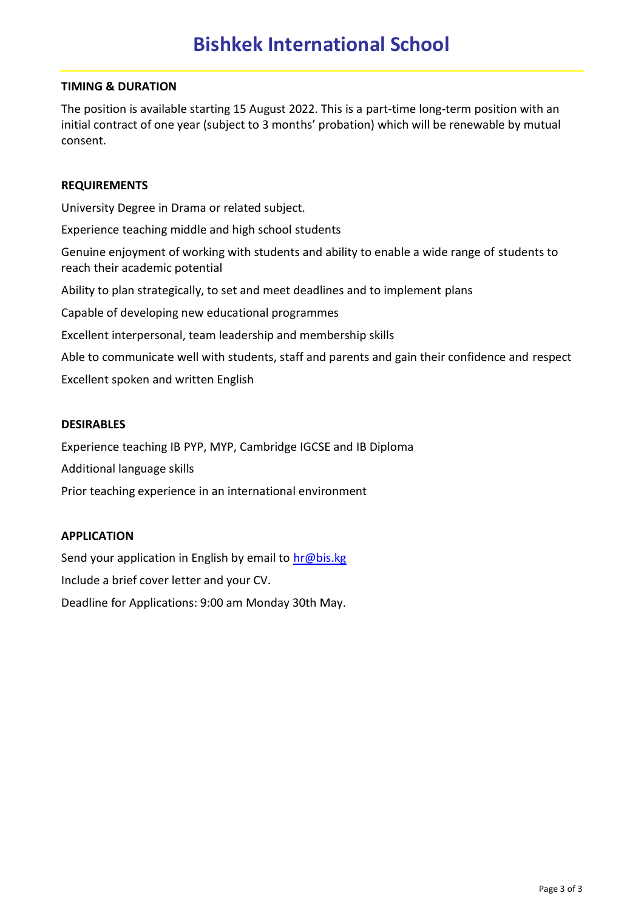# Bishkek International School

## TIMING & DURATION

The position is available starting 15 August 2022. This is a part-time long-term position with an initial contract of one year (subject to 3 months' probation) which will be renewable by mutual consent.

## REQUIREMENTS

University Degree in Drama or related subject.

Experience teaching middle and high school students

Genuine enjoyment of working with students and ability to enable a wide range of students to reach their academic potential

Ability to plan strategically, to set and meet deadlines and to implement plans

Capable of developing new educational programmes

Excellent interpersonal, team leadership and membership skills

Able to communicate well with students, staff and parents and gain their confidence and respect

Excellent spoken and written English

## DESIRABLES

Experience teaching IB PYP, MYP, Cambridge IGCSE and IB Diploma

Additional language skills

Prior teaching experience in an international environment

## APPLICATION

Send your application in English by email to hr@bis.kg

Include a brief cover letter and your CV.

Deadline for Applications: 9:00 am Monday 30th May.